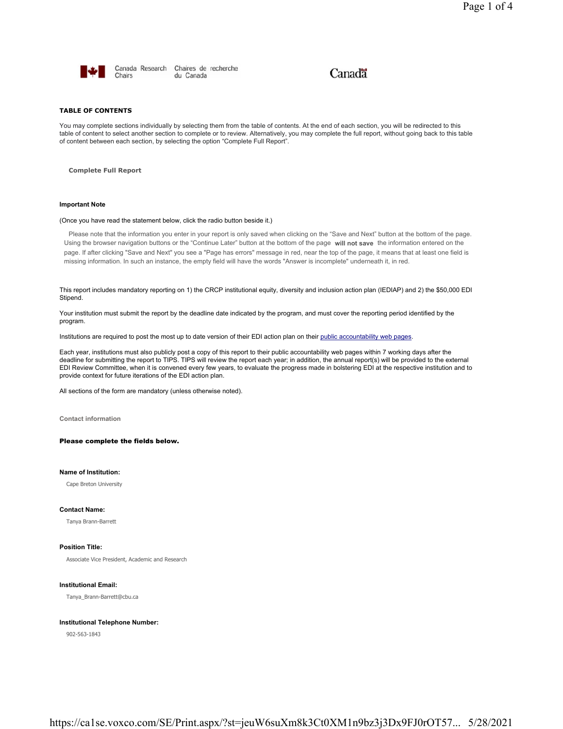Canada Research Chairs | Chaires de recherche du Canada

Canada

**TABLE OF CONTENTS**

You may complete sections individually by selecting them from the table of contents. At the end of each section, you will be redirected to this table of content to select another section to complete or to review. Alternatively, you may complete the full report, without going back to this table of content between each section, by selecting the option "Complete Full Report".

**Complete Full Report**

**Important Note**

(Once you have read the statement below, click the radio button beside it.)

Please note that the information you enter in your report is only saved when clicking on the "Save and Next" button at the bottom of the page. Using the browser navigation buttons or the "Continue Later" button at the bottom of the page **will not save** the information entered on the page. If after clicking "Save and Next" you see a "Page has errors" message in red, near the top of the page, it means that at least one field is missing information. In such an instance, the empty field will have the words "Answer is incomplete" underneath it, in red.

This report includes mandatory reporting on 1) the CRCP institutional equity, diversity and inclusion action plan (IEDIAP) and 2) the $50,000 EDI Stipend.

Your institution must submit the report by the deadline date indicated by the program, and must cover the reporting period identified by the program.

Institutions are required to post the most up to date version of their EDI action plan on their public accountability web pages.

Each year, institutions must also publicly post a copy of this report to their public accountability web pages within 7 working days after the deadline for submitting the report to TIPS. TIPS will review the report each year; in addition, the annual report(s) will be provided to the external EDI Review Committee, when it is convened every few years, to evaluate the progress made in bolstering EDI at the respective institution and to provide context for future iterations of the EDI action plan.

All sections of the form are mandatory (unless otherwise noted).

**Contact information**

**Please complete the fields below.**

**Name of Institution:**

Cape Breton University

**Contact Name:**

Tanya Brann-Barrett

**Position Title:**

Associate Vice President, Academic and Research

**Institutional Email:**

Tanya_Brann-Barrett@cbu.ca

**Institutional Telephone Number:**

902-563-1843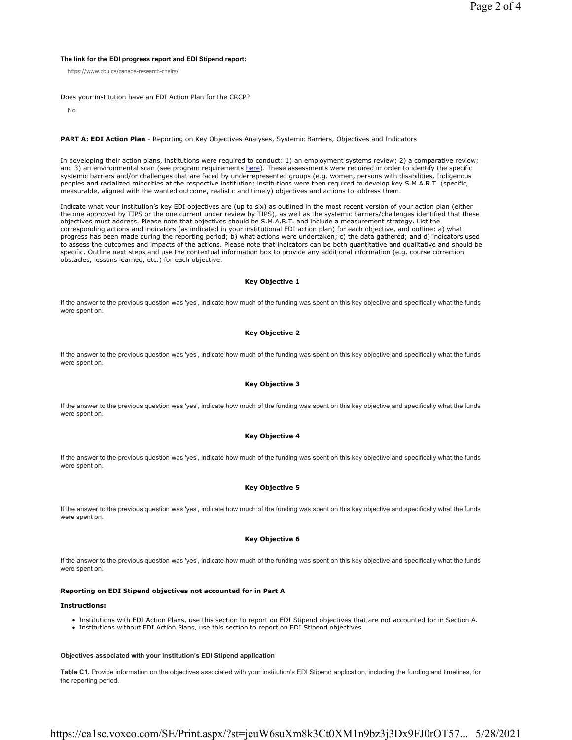**The link for the EDI progress report and EDI Stipend report:**

https://www.cbu.ca/canada-research-chairs/

Does your institution have an EDI Action Plan for the CRCP?

No

**PART A: EDI Action Plan** - Reporting on Key Objectives Analyses, Systemic Barriers, Objectives and Indicators

In developing their action plans, institutions were required to conduct: 1) an employment systems review; 2) a comparative review; and 3) an environmental scan (see program requirements here). These assessments were required in order to identify the specific systemic barriers and/or challenges that are faced by underrepresented groups (e.g. women, persons with disabilities, Indigenous peoples and racialized minorities at the respective institution; institutions were then required to develop key S.M.A.R.T. (specific, measurable, aligned with the wanted outcome, realistic and timely) objectives and actions to address them.

Indicate what your institution's key EDI objectives are (up to six) as outlined in the most recent version of your action plan (either the one approved by TIPS or the one current under review by TIPS), as well as the systemic barriers/challenges identified that these objectives must address. Please note that objectives should be S.M.A.R.T. and include a measurement strategy. List the corresponding actions and indicators (as indicated in your institutional EDI action plan) for each objective, and outline: a) what progress has been made during the reporting period; b) what actions were undertaken; c) the data gathered; and d) indicators used to assess the outcomes and impacts of the actions. Please note that indicators can be both quantitative and qualitative and should be specific. Outline next steps and use the contextual information box to provide any additional information (e.g. course correction, obstacles, lessons learned, etc.) for each objective.

### Key Objective 1

If the answer to the previous question was 'yes', indicate how much of the funding was spent on this key objective and specifically what the funds were spent on.

### Key Objective 2

If the answer to the previous question was 'yes', indicate how much of the funding was spent on this key objective and specifically what the funds were spent on.

### Key Objective 3

If the answer to the previous question was 'yes', indicate how much of the funding was spent on this key objective and specifically what the funds were spent on.

### Key Objective 4

If the answer to the previous question was 'yes', indicate how much of the funding was spent on this key objective and specifically what the funds were spent on.

### Key Objective 5

If the answer to the previous question was 'yes', indicate how much of the funding was spent on this key objective and specifically what the funds were spent on.

### Key Objective 6

If the answer to the previous question was 'yes', indicate how much of the funding was spent on this key objective and specifically what the funds were spent on.

**Reporting on EDI Stipend objectives not accounted for in Part A**

**Instructions:**

- Institutions with EDI Action Plans, use this section to report on EDI Stipend objectives that are not accounted for in Section A.
- Institutions without EDI Action Plans, use this section to report on EDI Stipend objectives.

**Objectives associated with your institution's EDI Stipend application**

**Table C1.** Provide information on the objectives associated with your institution's EDI Stipend application, including the funding and timelines, for the reporting period.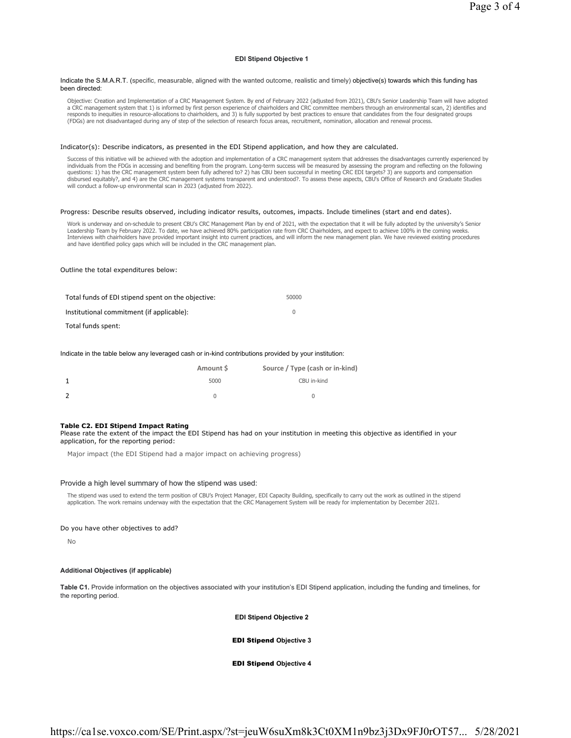#### EDI Stipend Objective 1

Indicate the S.M.A.R.T. (specific, measurable, aligned with the wanted outcome, realistic and timely) objective(s) towards which this funding has been directed:

Objective: Creation and Implementation of a CRC Management System. By end of February 2022 (adjusted from 2021), CBU's Senior Leadership Team will have adopted a CRC management system that 1) is informed by first person experience of chairholders and CRC committee members through an environmental scan, 2) identifies and responds to inequities in resource-allocations to chairholders, and 3) is fully supported by best practices to ensure that candidates from the four designated groups (FDGs) are not disadvantaged during any of step of the selection of research focus areas, recruitment, nomination, allocation and renewal process.

Indicator(s): Describe indicators, as presented in the EDI Stipend application, and how they are calculated.

Success of this initiative will be achieved with the adoption and implementation of a CRC management system that addresses the disadvantages currently experienced by individuals from the FDGs in accessing and benefiting from the program. Long-term success will be measured by assessing the program and reflecting on the following questions: 1) has the CRC management system been fully adhered to? 2) has CBU been successful in meeting CRC EDI targets? 3) are supports and compensation disbursed equitably?, and 4) are the CRC management systems transparent and understood?. To assess these aspects, CBU's Office of Research and Graduate Studies will conduct a follow-up environmental scan in 2023 (adjusted from 2022).

Progress: Describe results observed, including indicator results, outcomes, impacts. Include timelines (start and end dates).

Work is underway and on-schedule to present CBU's CRC Management Plan by end of 2021, with the expectation that it will be fully adopted by the university's Senior Leadership Team by February 2022. To date, we have achieved 80% participation rate from CRC Chairholders, and expect to achieve 100% in the coming weeks. Interviews with chairholders have provided important insight into current practices, and will inform the new management plan. We have reviewed existing procedures and have identified policy gaps which will be included in the CRC management plan.

Outline the total expenditures below:

| | |
|---|---|
| Total funds of EDI stipend spent on the objective: | 50000 |
| Institutional commitment (if applicable): | 0 |
| Total funds spent: | |

Indicate in the table below any leveraged cash or in-kind contributions provided by your institution:

| | Amount $ | Source / Type (cash or in-kind) |
|---|---|---|
| 1 | 5000 | CBU in-kind |
| 2 | 0 | 0 |

**Table C2. EDI Stipend Impact Rating**

Please rate the extent of the impact the EDI Stipend has had on your institution in meeting this objective as identified in your application, for the reporting period:

Major impact (the EDI Stipend had a major impact on achieving progress)

Provide a high level summary of how the stipend was used:

The stipend was used to extend the term position of CBU's Project Manager, EDI Capacity Building, specifically to carry out the work as outlined in the stipend application. The work remains underway with the expectation that the CRC Management System will be ready for implementation by December 2021.

Do you have other objectives to add?

No

**Additional Objectives (if applicable)**

**Table C1.** Provide information on the objectives associated with your institution's EDI Stipend application, including the funding and timelines, for the reporting period.

#### EDI Stipend Objective 2

#### EDI Stipend Objective 3

#### EDI Stipend Objective 4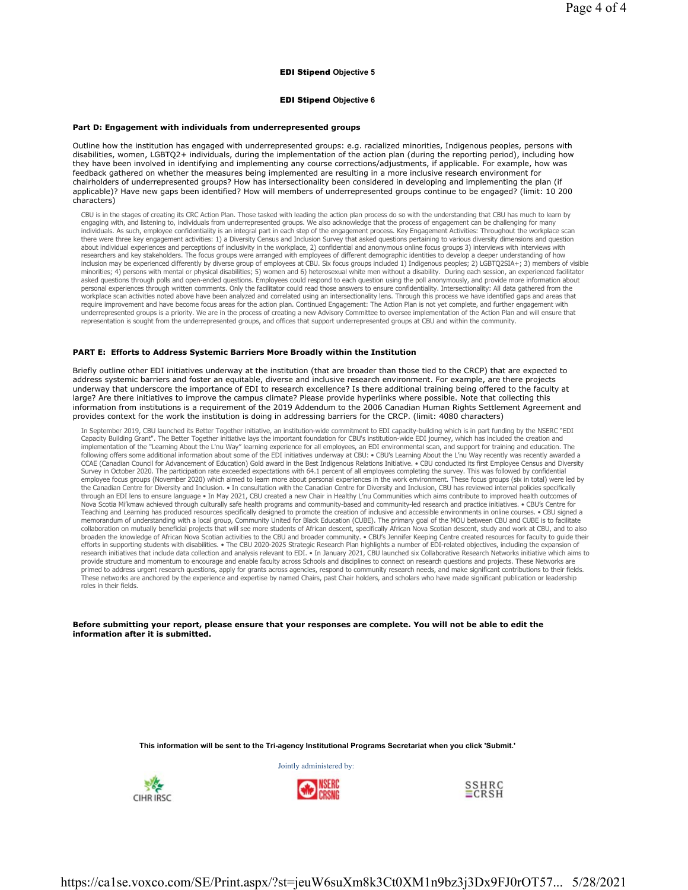**EDI Stipend Objective 5**

**EDI Stipend Objective 6**

**Part D: Engagement with individuals from underrepresented groups**

Outline how the institution has engaged with underrepresented groups: e.g. racialized minorities, Indigenous peoples, persons with disabilities, women, LGBTQ2+ individuals, during the implementation of the action plan (during the reporting period), including how they have been involved in identifying and implementing any course corrections/adjustments, if applicable. For example, how was feedback gathered on whether the measures being implemented are resulting in a more inclusive research environment for chairholders of underrepresented groups? How has intersectionality been considered in developing and implementing the plan (if applicable)? Have new gaps been identified? How will members of underrepresented groups continue to be engaged? (limit: 10 200 characters)

CBU is in the stages of creating its CRC Action Plan. Those tasked with leading the action plan process do so with the understanding that CBU has much to learn by engaging with, and listening to, individuals from underrepresented groups. We also acknowledge that the process of engagement can be challenging for many individuals. As such, employee confidentiality is an integral part in each step of the engagement process. Key Engagement Activities: Throughout the workplace scan there were three key engagement activities: 1) a Diversity Census and Inclusion Survey that asked questions pertaining to various diversity dimensions and question about individual experiences and perceptions of inclusivity in the workplace, 2) confidential and anonymous online focus groups 3) interviews with interviews with researchers and key stakeholders. The focus groups were arranged with employees of different demographic identities to develop a deeper understanding of how inclusion may be experienced differently by diverse group of employees at CBU. Six focus groups included 1) Indigenous peoples; 2) LGBTQ2SIA+; 3) members of visible minorities; 4) persons with mental or physical disabilities; 5) women and 6) heterosexual white men without a disability. During each session, an experienced facilitator asked questions through polls and open-ended questions. Employees could respond to each question using the poll anonymously, and provide more information about personal experiences through written comments. Only the facilitator could read those answers to ensure confidentiality. Intersectionality: All data gathered from the workplace scan activities noted above have been analyzed and correlated using an intersectionality lens. Through this process we have identified gaps and areas that require improvement and have become focus areas for the action plan. Continued Engagement: The Action Plan is not yet complete, and further engagement with underrepresented groups is a priority. We are in the process of creating a new Advisory Committee to oversee implementation of the Action Plan and will ensure that representation is sought from the underrepresented groups, and offices that support underrepresented groups at CBU and within the community.

**PART E: Efforts to Address Systemic Barriers More Broadly within the Institution**

Briefly outline other EDI initiatives underway at the institution (that are broader than those tied to the CRCP) that are expected to address systemic barriers and foster an equitable, diverse and inclusive research environment. For example, are there projects underway that underscore the importance of EDI to research excellence? Is there additional training being offered to the faculty at large? Are there initiatives to improve the campus climate? Please provide hyperlinks where possible. Note that collecting this information from institutions is a requirement of the 2019 Addendum to the 2006 Canadian Human Rights Settlement Agreement and provides context for the work the institution is doing in addressing barriers for the CRCP. (limit: 4080 characters)

In September 2019, CBU launched its Better Together initiative, an institution-wide commitment to EDI capacity-building which is in part funding by the NSERC "EDI Capacity Building Grant". The Better Together initiative lays the important foundation for CBU's institution-wide EDI journey, which has included the creation and implementation of the "Learning About the L'nu Way" learning experience for all employees, an EDI environmental scan, and support for training and education. The following offers some additional information about some of the EDI initiatives underway at CBU: • CBU's Learning About the L'nu Way recently was recently awarded a CCAE (Canadian Council for Advancement of Education) Gold award in the Best Indigenous Relations Initiative. • CBU conducted its first Employee Census and Diversity Survey in October 2020. The participation rate exceeded expectations with 64.1 percent of all employees completing the survey. This was followed by confidential employee focus groups (November 2020) which aimed to learn more about personal experiences in the work environment. These focus groups (six in total) were led by the Canadian Centre for Diversity and Inclusion. • In consultation with the Canadian Centre for Diversity and Inclusion, CBU has reviewed internal policies specifically through an EDI lens to ensure language • In May 2021, CBU created a new Chair in Healthy L'nu Communities which aims contribute to improved health outcomes of Nova Scotia Mi'kmaw achieved through culturally safe health programs and community-based and community-led research and practice initiatives. • CBU's Centre for Teaching and Learning has produced resources specifically designed to promote the creation of inclusive and accessible environments in online courses. • CBU signed a memorandum of understanding with a local group, Community United for Black Education (CUBE). The primary goal of the MOU between CBU and CUBE is to facilitate collaboration on mutually beneficial projects that will see more students of African descent, specifically African Nova Scotian descent, study and work at CBU, and to also broaden the knowledge of African Nova Scotian activities to the CBU and broader community. • CBU's Jennifer Keeping Centre created resources for faculty to guide their efforts in supporting students with disabilities. • The CBU 2020-2025 Strategic Research Plan highlights a number of EDI-related objectives, including the expansion of research initiatives that include data collection and analysis relevant to EDI. • In January 2021, CBU launched six Collaborative Research Networks initiative which aims to provide structure and momentum to encourage and enable faculty across Schools and disciplines to connect on research questions and projects. These Networks are primed to address urgent research questions, apply for grants across agencies, respond to community research needs, and make significant contributions to their fields. These networks are anchored by the experience and expertise by named Chairs, past Chair holders, and scholars who have made significant publication or leadership roles in their fields.

**Before submitting your report, please ensure that your responses are complete. You will not be able to edit the information after it is submitted.**

**This information will be sent to the Tri-agency Institutional Programs Secretariat when you click 'Submit.'**

Jointly administered by:

CIHR IRSC

NSERC CRSNG

SSHRC CRSH